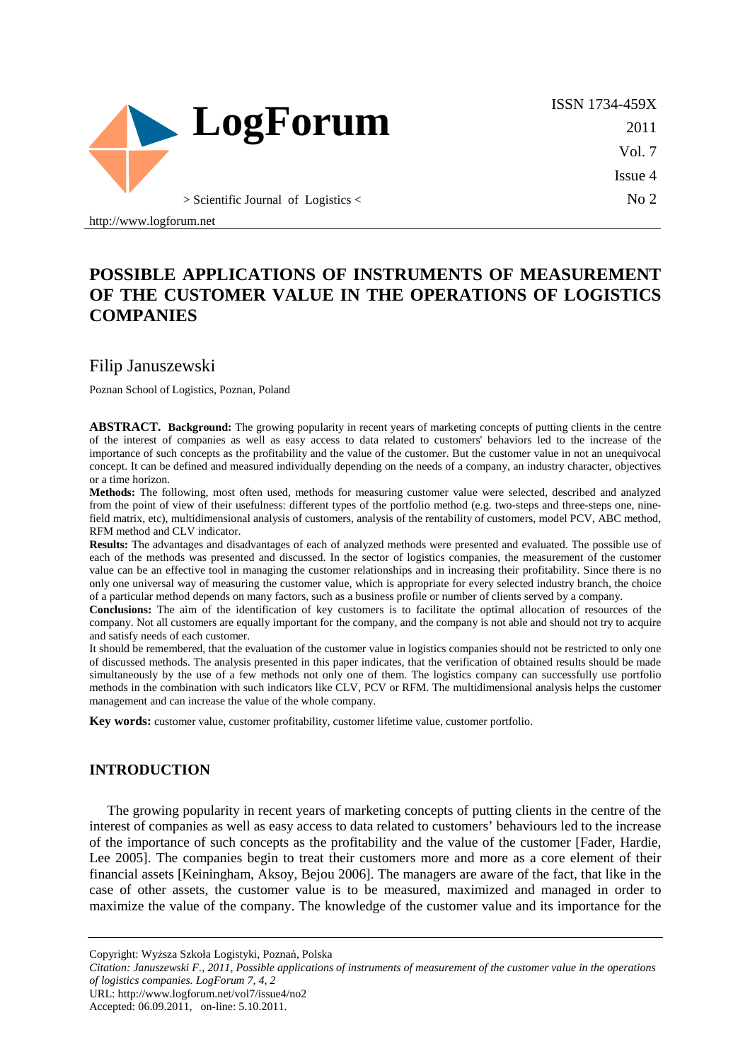# POSSIBLE APPLICATIONS OF INSTRUMENTS OF MEASUREMENT OF THE CUSTOMER VALUE IN THE OPERATIONS OF LOGISTICS COMPANIES

Filip Januszewski

Poznan School of Logistics, Poznan, Poland

**ABSTRACT. Background:** The growing popularity in recent years of marketing concepts of putting clients in the centre of the interest of companies as well as easy access to data related to customers' behaviors led to the increase of the importance of such concepts as the profitability and the value of the customer. But the customer value in not an unequivocal concept. It can be defined and measured individually depending on the needs of a company, an industry character, objectives or a time horizon.

**Methods:** The following, most often used, methods for measuring customer value were selected, described and analyzed from the point of view of their usefulness: different types of the portfolio method (e.g. two-steps and three-steps one, nine-field matrix, etc), multidimensional analysis of customers, analysis of the rentability of customers, model PCV, ABC method, RFM method and CLV indicator.

**Results:** The advantages and disadvantages of each of analyzed methods were presented and evaluated. The possible use of each of the methods was presented and discussed. In the sector of logistics companies, the measurement of the customer value can be an effective tool in managing the customer relationships and in increasing their profitability. Since there is no only one universal way of measuring the customer value, which is appropriate for every selected industry branch, the choice of a particular method depends on many factors, such as a business profile or number of clients served by a company.

**Conclusions:** The aim of the identification of key customers is to facilitate the optimal allocation of resources of the company. Not all customers are equally important for the company, and the company is not able and should not try to acquire and satisfy needs of each customer.

It should be remembered, that the evaluation of the customer value in logistics companies should not be restricted to only one of discussed methods. The analysis presented in this paper indicates, that the verification of obtained results should be made simultaneously by the use of a few methods not only one of them. The logistics company can successfully use portfolio methods in the combination with such indicators like CLV, PCV or RFM. The multidimensional analysis helps the customer management and can increase the value of the whole company.

**Key words:** customer value, customer profitability, customer lifetime value, customer portfolio.

## INTRODUCTION

The growing popularity in recent years of marketing concepts of putting clients in the centre of the interest of companies as well as easy access to data related to customers' behaviours led to the increase of the importance of such concepts as the profitability and the value of the customer [Fader, Hardie, Lee 2005]. The companies begin to treat their customers more and more as a core element of their financial assets [Keiningham, Aksoy, Bejou 2006]. The managers are aware of the fact, that like in the case of other assets, the customer value is to be measured, maximized and managed in order to maximize the value of the company. The knowledge of the customer value and its importance for the

Copyright: Wyższa Szkoła Logistyki, Poznań, Polska

*Citation: Januszewski F., 2011, Possible applications of instruments of measurement of the customer value in the operations of logistics companies. LogForum 7, 4, 2*

URL: http://www.logforum.net/vol7/issue4/no2

Accepted: 06.09.2011, on-line: 5.10.2011.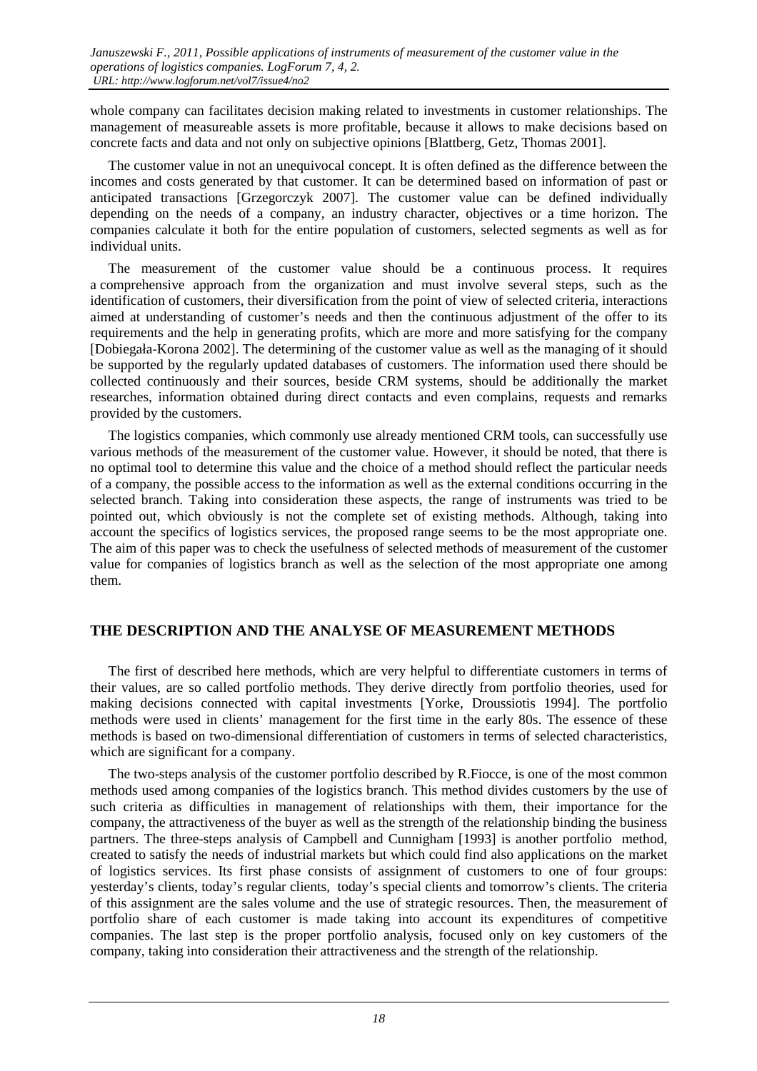whole company can facilitates decision making related to investments in customer relationships. The management of measureable assets is more profitable, because it allows to make decisions based on concrete facts and data and not only on subjective opinions [Blattberg, Getz, Thomas 2001].

The customer value in not an unequivocal concept. It is often defined as the difference between the incomes and costs generated by that customer. It can be determined based on information of past or anticipated transactions [Grzegorczyk 2007]. The customer value can be defined individually depending on the needs of a company, an industry character, objectives or a time horizon. The companies calculate it both for the entire population of customers, selected segments as well as for individual units.

The measurement of the customer value should be a continuous process. It requires a comprehensive approach from the organization and must involve several steps, such as the identification of customers, their diversification from the point of view of selected criteria, interactions aimed at understanding of customer's needs and then the continuous adjustment of the offer to its requirements and the help in generating profits, which are more and more satisfying for the company [Dobiegała-Korona 2002]. The determining of the customer value as well as the managing of it should be supported by the regularly updated databases of customers. The information used there should be collected continuously and their sources, beside CRM systems, should be additionally the market researches, information obtained during direct contacts and even complains, requests and remarks provided by the customers.

The logistics companies, which commonly use already mentioned CRM tools, can successfully use various methods of the measurement of the customer value. However, it should be noted, that there is no optimal tool to determine this value and the choice of a method should reflect the particular needs of a company, the possible access to the information as well as the external conditions occurring in the selected branch. Taking into consideration these aspects, the range of instruments was tried to be pointed out, which obviously is not the complete set of existing methods. Although, taking into account the specifics of logistics services, the proposed range seems to be the most appropriate one. The aim of this paper was to check the usefulness of selected methods of measurement of the customer value for companies of logistics branch as well as the selection of the most appropriate one among them.

## THE DESCRIPTION AND THE ANALYSE OF MEASUREMENT METHODS

The first of described here methods, which are very helpful to differentiate customers in terms of their values, are so called portfolio methods. They derive directly from portfolio theories, used for making decisions connected with capital investments [Yorke, Droussiotis 1994]. The portfolio methods were used in clients' management for the first time in the early 80s. The essence of these methods is based on two-dimensional differentiation of customers in terms of selected characteristics, which are significant for a company.

The two-steps analysis of the customer portfolio described by R.Fiocce, is one of the most common methods used among companies of the logistics branch. This method divides customers by the use of such criteria as difficulties in management of relationships with them, their importance for the company, the attractiveness of the buyer as well as the strength of the relationship binding the business partners. The three-steps analysis of Campbell and Cunnigham [1993] is another portfolio method, created to satisfy the needs of industrial markets but which could find also applications on the market of logistics services. Its first phase consists of assignment of customers to one of four groups: yesterday's clients, today's regular clients, today's special clients and tomorrow's clients. The criteria of this assignment are the sales volume and the use of strategic resources. Then, the measurement of portfolio share of each customer is made taking into account its expenditures of competitive companies. The last step is the proper portfolio analysis, focused only on key customers of the company, taking into consideration their attractiveness and the strength of the relationship.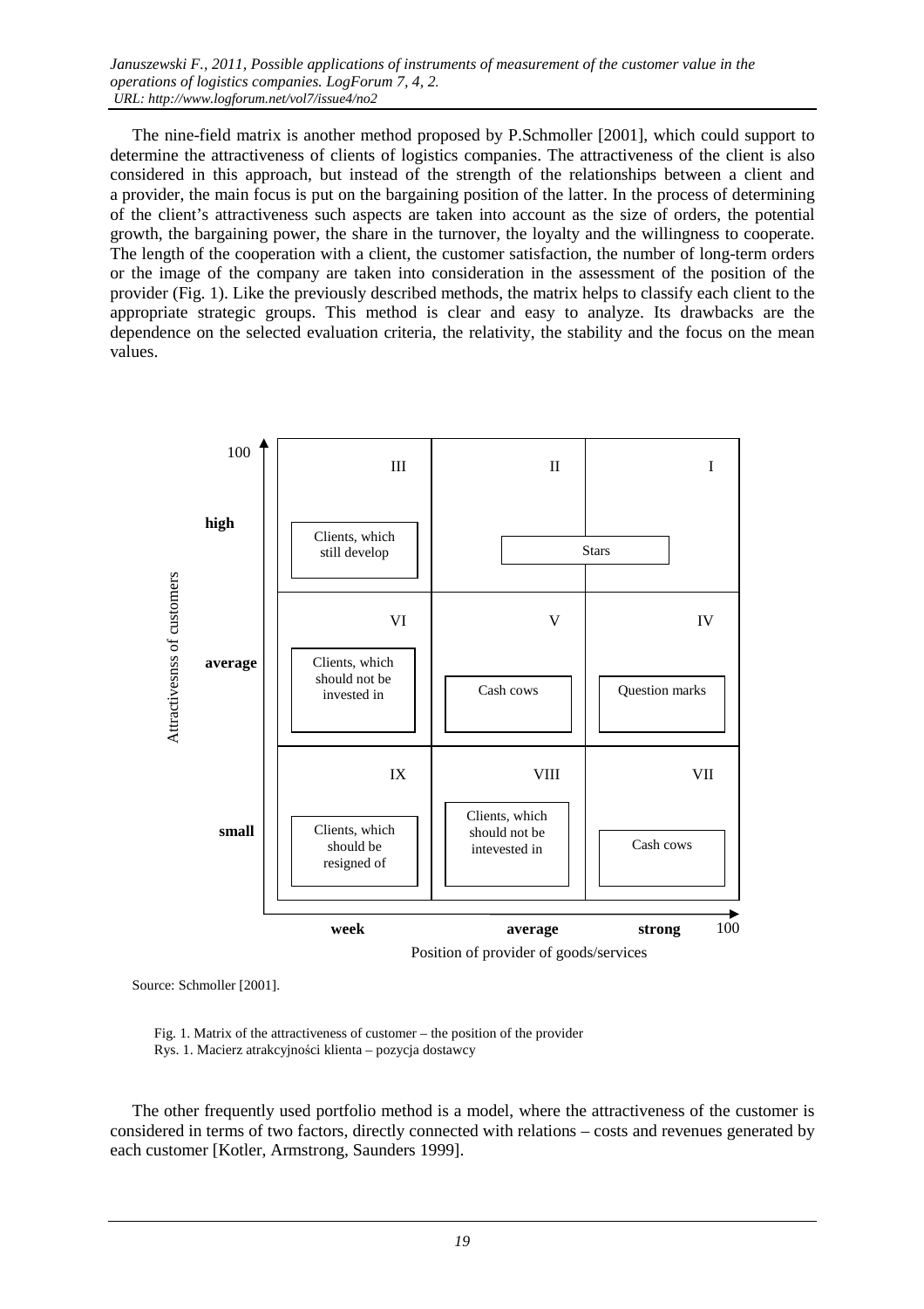The nine-field matrix is another method proposed by P.Schmoller [2001], which could support to determine the attractiveness of clients of logistics companies. The attractiveness of the client is also considered in this approach, but instead of the strength of the relationships between a client and a provider, the main focus is put on the bargaining position of the latter. In the process of determining of the client's attractiveness such aspects are taken into account as the size of orders, the potential growth, the bargaining power, the share in the turnover, the loyalty and the willingness to cooperate. The length of the cooperation with a client, the customer satisfaction, the number of long-term orders or the image of the company are taken into consideration in the assessment of the position of the provider (Fig. 1). Like the previously described methods, the matrix helps to classify each client to the appropriate strategic groups. This method is clear and easy to analyze. Its drawbacks are the dependence on the selected evaluation criteria, the relativity, the stability and the focus on the mean values.

| Attractivesnss of customers (100) | week | average | strong (100) |
|---|---|---|---|
| **high** | III – Clients, which still develop | II – Stars | I – Stars |
| **average** | VI – Clients, which should not be invested in | V – Cash cows | IV – Question marks |
| **small** | IX – Clients, which should be resigned of | VIII – Clients, which should not be intevested in | VII – Cash cows |

Position of provider of goods/services

Source: Schmoller [2001].

Fig. 1. Matrix of the attractiveness of customer – the position of the provider
Rys. 1. Macierz atrakcyjności klienta – pozycja dostawcy

The other frequently used portfolio method is a model, where the attractiveness of the customer is considered in terms of two factors, directly connected with relations – costs and revenues generated by each customer [Kotler, Armstrong, Saunders 1999].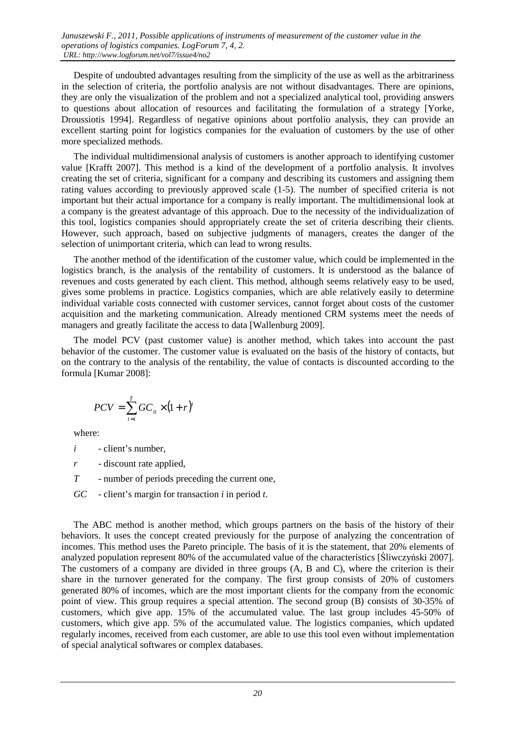Despite of undoubted advantages resulting from the simplicity of the use as well as the arbitrariness in the selection of criteria, the portfolio analysis are not without disadvantages. There are opinions, they are only the visualization of the problem and not a specialized analytical tool, providing answers to questions about allocation of resources and facilitating the formulation of a strategy [Yorke, Droussiotis 1994]. Regardless of negative opinions about portfolio analysis, they can provide an excellent starting point for logistics companies for the evaluation of customers by the use of other more specialized methods.

The individual multidimensional analysis of customers is another approach to identifying customer value [Krafft 2007]. This method is a kind of the development of a portfolio analysis. It involves creating the set of criteria, significant for a company and describing its customers and assigning them rating values according to previously approved scale (1-5). The number of specified criteria is not important but their actual importance for a company is really important. The multidimensional look at a company is the greatest advantage of this approach. Due to the necessity of the individualization of this tool, logistics companies should appropriately create the set of criteria describing their clients. However, such approach, based on subjective judgments of managers, creates the danger of the selection of unimportant criteria, which can lead to wrong results.

The another method of the identification of the customer value, which could be implemented in the logistics branch, is the analysis of the rentability of customers. It is understood as the balance of revenues and costs generated by each client. This method, although seems relatively easy to be used, gives some problems in practice. Logistics companies, which are able relatively easily to determine individual variable costs connected with customer services, cannot forget about costs of the customer acquisition and the marketing communication. Already mentioned CRM systems meet the needs of managers and greatly facilitate the access to data [Wallenburg 2009].

The model PCV (past customer value) is another method, which takes into account the past behavior of the customer. The customer value is evaluated on the basis of the history of contacts, but on the contrary to the analysis of the rentability, the value of contacts is discounted according to the formula [Kumar 2008]:

$$PCV = \sum_{t=i}^{T} GC_{it} \times (1+r)^{t}$$

where:

- $i$ - client's number,
- $r$ - discount rate applied,
- $T$ - number of periods preceding the current one,
- $GC$ - client's margin for transaction $i$ in period $t$.

The ABC method is another method, which groups partners on the basis of the history of their behaviors. It uses the concept created previously for the purpose of analyzing the concentration of incomes. This method uses the Pareto principle. The basis of it is the statement, that 20% elements of analyzed population represent 80% of the accumulated value of the characteristics [Śliwczyński 2007]. The customers of a company are divided in three groups (A, B and C), where the criterion is their share in the turnover generated for the company. The first group consists of 20% of customers generated 80% of incomes, which are the most important clients for the company from the economic point of view. This group requires a special attention. The second group (B) consists of 30-35% of customers, which give app. 15% of the accumulated value. The last group includes 45-50% of customers, which give app. 5% of the accumulated value. The logistics companies, which updated regularly incomes, received from each customer, are able to use this tool even without implementation of special analytical softwares or complex databases.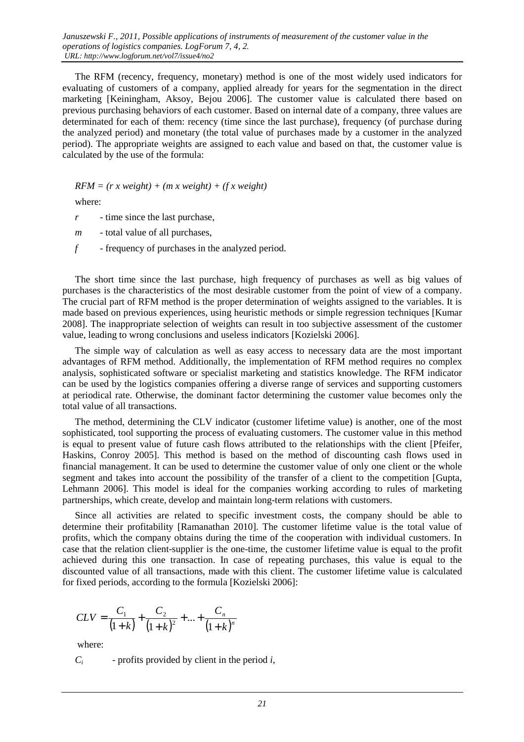The RFM (recency, frequency, monetary) method is one of the most widely used indicators for evaluating of customers of a company, applied already for years for the segmentation in the direct marketing [Keiningham, Aksoy, Bejou 2006]. The customer value is calculated there based on previous purchasing behaviors of each customer. Based on internal date of a company, three values are determinated for each of them: recency (time since the last purchase), frequency (of purchase during the analyzed period) and monetary (the total value of purchases made by a customer in the analyzed period). The appropriate weights are assigned to each value and based on that, the customer value is calculated by the use of the formula:

$$RFM = (r \times weight) + (m \times weight) + (f \times weight)$$

where:

$r$ - time since the last purchase,

$m$ - total value of all purchases,

$f$ - frequency of purchases in the analyzed period.

The short time since the last purchase, high frequency of purchases as well as big values of purchases is the characteristics of the most desirable customer from the point of view of a company. The crucial part of RFM method is the proper determination of weights assigned to the variables. It is made based on previous experiences, using heuristic methods or simple regression techniques [Kumar 2008]. The inappropriate selection of weights can result in too subjective assessment of the customer value, leading to wrong conclusions and useless indicators [Kozielski 2006].

The simple way of calculation as well as easy access to necessary data are the most important advantages of RFM method. Additionally, the implementation of RFM method requires no complex analysis, sophisticated software or specialist marketing and statistics knowledge. The RFM indicator can be used by the logistics companies offering a diverse range of services and supporting customers at periodical rate. Otherwise, the dominant factor determining the customer value becomes only the total value of all transactions.

The method, determining the CLV indicator (customer lifetime value) is another, one of the most sophisticated, tool supporting the process of evaluating customers. The customer value in this method is equal to present value of future cash flows attributed to the relationships with the client [Pfeifer, Haskins, Conroy 2005]. This method is based on the method of discounting cash flows used in financial management. It can be used to determine the customer value of only one client or the whole segment and takes into account the possibility of the transfer of a client to the competition [Gupta, Lehmann 2006]. This model is ideal for the companies working according to rules of marketing partnerships, which create, develop and maintain long-term relations with customers.

Since all activities are related to specific investment costs, the company should be able to determine their profitability [Ramanathan 2010]. The customer lifetime value is the total value of profits, which the company obtains during the time of the cooperation with individual customers. In case that the relation client-supplier is the one-time, the customer lifetime value is equal to the profit achieved during this one transaction. In case of repeating purchases, this value is equal to the discounted value of all transactions, made with this client. The customer lifetime value is calculated for fixed periods, according to the formula [Kozielski 2006]:

$$CLV = \frac{C_1}{(1+k)} + \frac{C_2}{(1+k)^2} + ... + \frac{C_n}{(1+k)^n}$$

where:

$C_i$ - profits provided by client in the period $i$,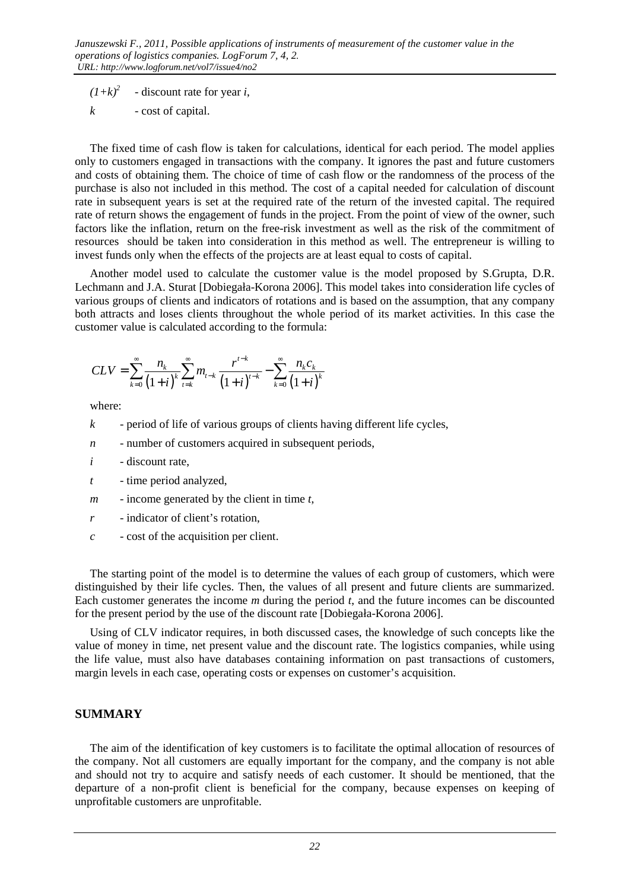$(1+k)^2$ - discount rate for year *i*,

$k$ - cost of capital.

The fixed time of cash flow is taken for calculations, identical for each period. The model applies only to customers engaged in transactions with the company. It ignores the past and future customers and costs of obtaining them. The choice of time of cash flow or the randomness of the process of the purchase is also not included in this method. The cost of a capital needed for calculation of discount rate in subsequent years is set at the required rate of the return of the invested capital. The required rate of return shows the engagement of funds in the project. From the point of view of the owner, such factors like the inflation, return on the free-risk investment as well as the risk of the commitment of resources should be taken into consideration in this method as well. The entrepreneur is willing to invest funds only when the effects of the projects are at least equal to costs of capital.

Another model used to calculate the customer value is the model proposed by S.Grupta, D.R. Lechmann and J.A. Sturat [Dobiegała-Korona 2006]. This model takes into consideration life cycles of various groups of clients and indicators of rotations and is based on the assumption, that any company both attracts and loses clients throughout the whole period of its market activities. In this case the customer value is calculated according to the formula:

$$CLV = \sum_{k=0}^{\infty} \frac{n_k}{(1+i)^k} \sum_{t=k}^{\infty} m_{t-k} \frac{r^{t-k}}{(1+i)^{t-k}} - \sum_{k=0}^{\infty} \frac{n_k c_k}{(1+i)^k}$$

where:

$k$ - period of life of various groups of clients having different life cycles,

$n$ - number of customers acquired in subsequent periods,

$i$ - discount rate,

$t$ - time period analyzed,

$m$ - income generated by the client in time $t$,

$r$ - indicator of client's rotation,

$c$ - cost of the acquisition per client.

The starting point of the model is to determine the values of each group of customers, which were distinguished by their life cycles. Then, the values of all present and future clients are summarized. Each customer generates the income $m$ during the period $t$, and the future incomes can be discounted for the present period by the use of the discount rate [Dobiegała-Korona 2006].

Using of CLV indicator requires, in both discussed cases, the knowledge of such concepts like the value of money in time, net present value and the discount rate. The logistics companies, while using the life value, must also have databases containing information on past transactions of customers, margin levels in each case, operating costs or expenses on customer's acquisition.

## SUMMARY

The aim of the identification of key customers is to facilitate the optimal allocation of resources of the company. Not all customers are equally important for the company, and the company is not able and should not try to acquire and satisfy needs of each customer. It should be mentioned, that the departure of a non-profit client is beneficial for the company, because expenses on keeping of unprofitable customers are unprofitable.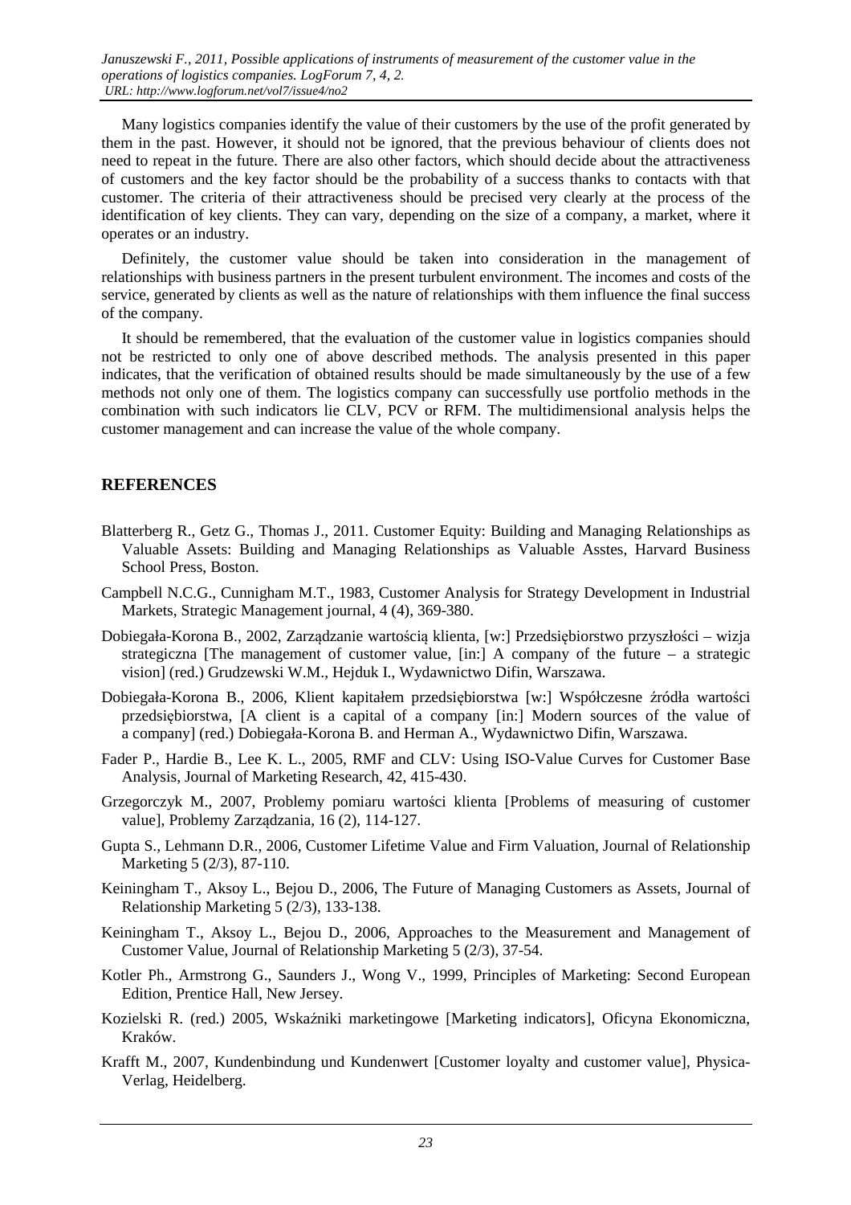Many logistics companies identify the value of their customers by the use of the profit generated by them in the past. However, it should not be ignored, that the previous behaviour of clients does not need to repeat in the future. There are also other factors, which should decide about the attractiveness of customers and the key factor should be the probability of a success thanks to contacts with that customer. The criteria of their attractiveness should be precised very clearly at the process of the identification of key clients. They can vary, depending on the size of a company, a market, where it operates or an industry.

Definitely, the customer value should be taken into consideration in the management of relationships with business partners in the present turbulent environment. The incomes and costs of the service, generated by clients as well as the nature of relationships with them influence the final success of the company.

It should be remembered, that the evaluation of the customer value in logistics companies should not be restricted to only one of above described methods. The analysis presented in this paper indicates, that the verification of obtained results should be made simultaneously by the use of a few methods not only one of them. The logistics company can successfully use portfolio methods in the combination with such indicators lie CLV, PCV or RFM. The multidimensional analysis helps the customer management and can increase the value of the whole company.

## REFERENCES

Blatterberg R., Getz G., Thomas J., 2011. Customer Equity: Building and Managing Relationships as Valuable Assets: Building and Managing Relationships as Valuable Asstes, Harvard Business School Press, Boston.

Campbell N.C.G., Cunnigham M.T., 1983, Customer Analysis for Strategy Development in Industrial Markets, Strategic Management journal, 4 (4), 369-380.

Dobiegała-Korona B., 2002, Zarządzanie wartością klienta, [w:] Przedsiębiorstwo przyszłości – wizja strategiczna [The management of customer value, [in:] A company of the future – a strategic vision] (red.) Grudzewski W.M., Hejduk I., Wydawnictwo Difin, Warszawa.

Dobiegała-Korona B., 2006, Klient kapitałem przedsiębiorstwa [w:] Współczesne źródła wartości przedsiębiorstwa, [A client is a capital of a company [in:] Modern sources of the value of a company] (red.) Dobiegała-Korona B. and Herman A., Wydawnictwo Difin, Warszawa.

Fader P., Hardie B., Lee K. L., 2005, RMF and CLV: Using ISO-Value Curves for Customer Base Analysis, Journal of Marketing Research, 42, 415-430.

Grzegorczyk M., 2007, Problemy pomiaru wartości klienta [Problems of measuring of customer value], Problemy Zarządzania, 16 (2), 114-127.

Gupta S., Lehmann D.R., 2006, Customer Lifetime Value and Firm Valuation, Journal of Relationship Marketing 5 (2/3), 87-110.

Keiningham T., Aksoy L., Bejou D., 2006, The Future of Managing Customers as Assets, Journal of Relationship Marketing 5 (2/3), 133-138.

Keiningham T., Aksoy L., Bejou D., 2006, Approaches to the Measurement and Management of Customer Value, Journal of Relationship Marketing 5 (2/3), 37-54.

Kotler Ph., Armstrong G., Saunders J., Wong V., 1999, Principles of Marketing: Second European Edition, Prentice Hall, New Jersey.

Kozielski R. (red.) 2005, Wskaźniki marketingowe [Marketing indicators], Oficyna Ekonomiczna, Kraków.

Krafft M., 2007, Kundenbindung und Kundenwert [Customer loyalty and customer value], Physica-Verlag, Heidelberg.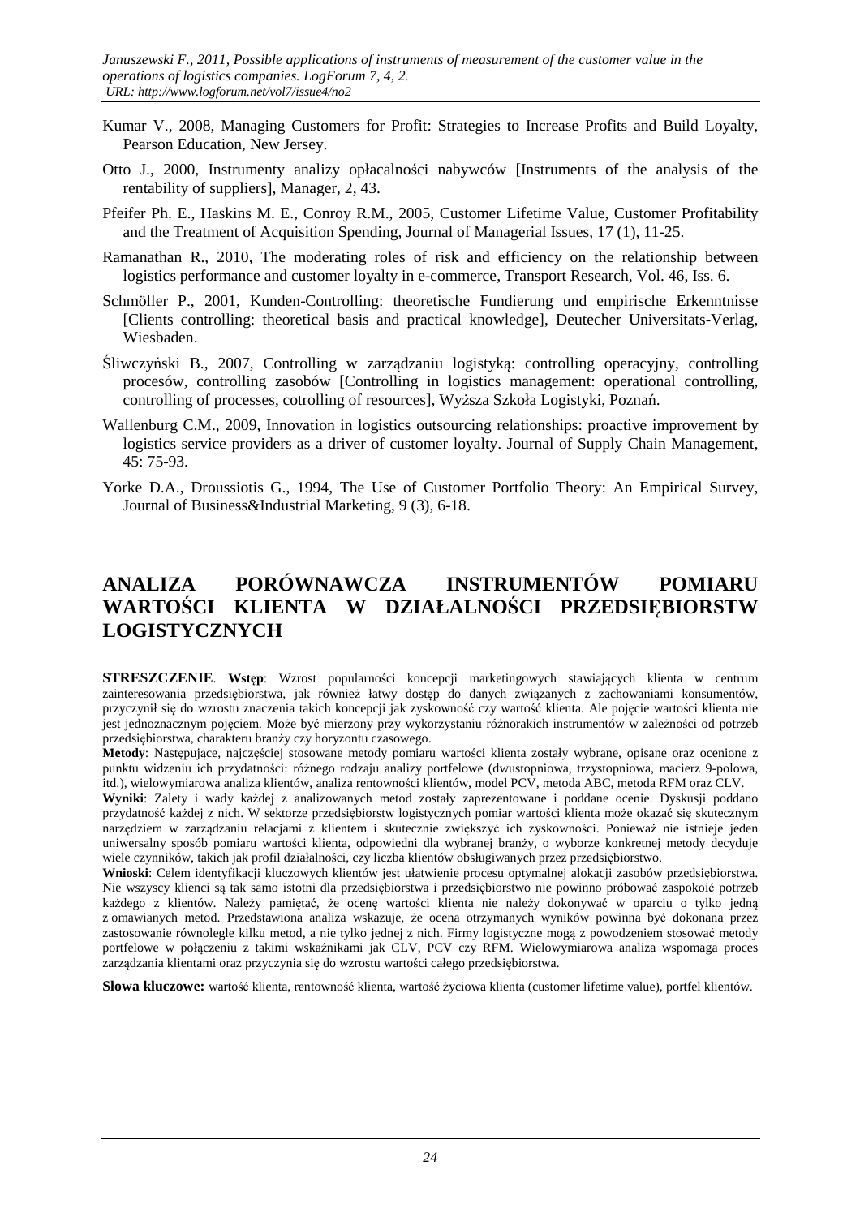Kumar V., 2008, Managing Customers for Profit: Strategies to Increase Profits and Build Loyalty, Pearson Education, New Jersey.

Otto J., 2000, Instrumenty analizy opłacalności nabywców [Instruments of the analysis of the rentability of suppliers], Manager, 2, 43.

Pfeifer Ph. E., Haskins M. E., Conroy R.M., 2005, Customer Lifetime Value, Customer Profitability and the Treatment of Acquisition Spending, Journal of Managerial Issues, 17 (1), 11-25.

Ramanathan R., 2010, The moderating roles of risk and efficiency on the relationship between logistics performance and customer loyalty in e-commerce, Transport Research, Vol. 46, Iss. 6.

Schmöller P., 2001, Kunden-Controlling: theoretische Fundierung und empirische Erkenntnisse [Clients controlling: theoretical basis and practical knowledge], Deutecher Universitats-Verlag, Wiesbaden.

Śliwczyński B., 2007, Controlling w zarządzaniu logistyką: controlling operacyjny, controlling procesów, controlling zasobów [Controlling in logistics management: operational controlling, controlling of processes, cotrolling of resources], Wyższa Szkoła Logistyki, Poznań.

Wallenburg C.M., 2009, Innovation in logistics outsourcing relationships: proactive improvement by logistics service providers as a driver of customer loyalty. Journal of Supply Chain Management, 45: 75-93.

Yorke D.A., Droussiotis G., 1994, The Use of Customer Portfolio Theory: An Empirical Survey, Journal of Business&Industrial Marketing, 9 (3), 6-18.

# ANALIZA PORÓWNAWCZA INSTRUMENTÓW POMIARU WARTOŚCI KLIENTA W DZIAŁALNOŚCI PRZEDSIĘBIORSTW LOGISTYCZNYCH

**STRESZCZENIE**. **Wstęp**: Wzrost popularności koncepcji marketingowych stawiających klienta w centrum zainteresowania przedsiębiorstwa, jak również łatwy dostęp do danych związanych z zachowaniami konsumentów, przyczynił się do wzrostu znaczenia takich koncepcji jak zyskowność czy wartość klienta. Ale pojęcie wartości klienta nie jest jednoznacznym pojęciem. Może być mierzony przy wykorzystaniu różnorakich instrumentów w zależności od potrzeb przedsiębiorstwa, charakteru branży czy horyzontu czasowego.

**Metody**: Następujące, najczęściej stosowane metody pomiaru wartości klienta zostały wybrane, opisane oraz ocenione z punktu widzenia ich przydatności: różnego rodzaju analizy portfelowe (dwustopniowa, trzystopniowa, macierz 9-polowa, itd.), wielowymiarowa analiza klientów, analiza rentowności klientów, model PCV, metoda ABC, metoda RFM oraz CLV.

**Wyniki**: Zalety i wady każdej z analizowanych metod zostały zaprezentowane i poddane ocenie. Dyskusji poddano przydatność każdej z nich. W sektorze przedsiębiorstw logistycznych pomiar wartości klienta może okazać się skutecznym narzędziem w zarządzaniu relacjami z klientem i skutecznie zwiększyć ich zyskowności. Ponieważ nie istnieje jeden uniwersalny sposób pomiaru wartości klienta, odpowiedni dla wybranej branży, o wyborze konkretnej metody decyduje wiele czynników, takich jak profil działalności, czy liczba klientów obsługiwanych przez przedsiębiorstwo.

**Wnioski**: Celem identyfikacji kluczowych klientów jest ułatwienie procesu optymalnej alokacji zasobów przedsiębiorstwa. Nie wszyscy klienci są tak samo istotni dla przedsiębiorstwa i przedsiębiorstwo nie powinno próbować zaspokoić potrzeb każdego z klientów. Należy pamiętać, że ocenę wartości klienta nie należy dokonywać w oparciu o tylko jedną z omawianych metod. Przedstawiona analiza wskazuje, że ocena otrzymanych wyników powinna być dokonana przez zastosowanie równolegle kilku metod, a nie tylko jednej z nich. Firmy logistyczne mogą z powodzeniem stosować metody portfelowe w połączeniu z takimi wskaźnikami jak CLV, PCV czy RFM. Wielowymiarowa analiza wspomaga proces zarządzania klientami oraz przyczynia się do wzrostu wartości całego przedsiębiorstwa.

**Słowa kluczowe:** wartość klienta, rentowność klienta, wartość życiowa klienta (customer lifetime value), portfel klientów.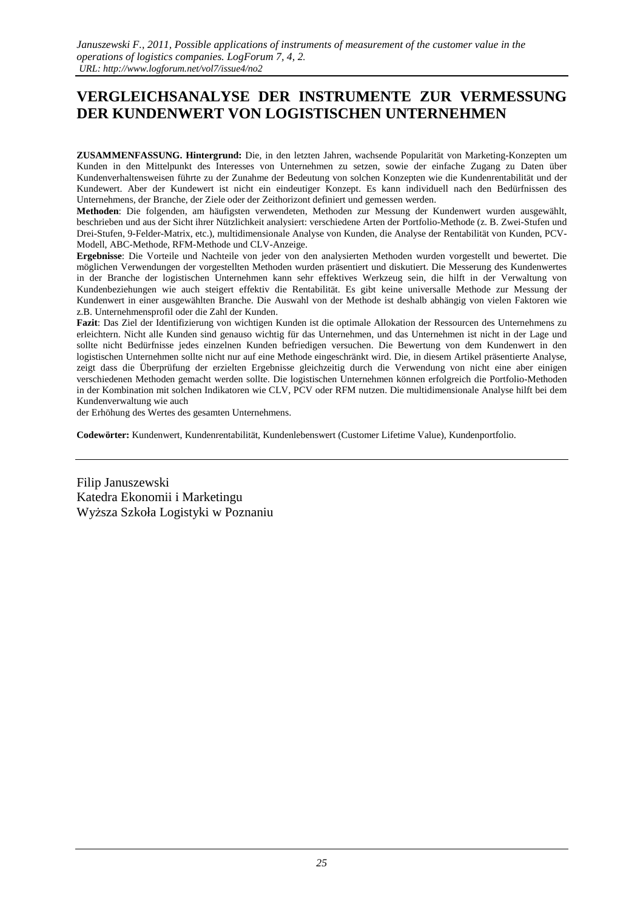# VERGLEICHSANALYSE DER INSTRUMENTE ZUR VERMESSUNG DER KUNDENWERT VON LOGISTISCHEN UNTERNEHMEN

**ZUSAMMENFASSUNG. Hintergrund:** Die, in den letzten Jahren, wachsende Popularität von Marketing-Konzepten um Kunden in den Mittelpunkt des Interesses von Unternehmen zu setzen, sowie der einfache Zugang zu Daten über Kundenverhaltensweisen führte zu der Zunahme der Bedeutung von solchen Konzepten wie die Kundenrentabilität und der Kundewert. Aber der Kundewert ist nicht ein eindeutiger Konzept. Es kann individuell nach den Bedürfnissen des Unternehmens, der Branche, der Ziele oder der Zeithorizont definiert und gemessen werden.

**Methoden**: Die folgenden, am häufigsten verwendeten, Methoden zur Messung der Kundenwert wurden ausgewählt, beschrieben und aus der Sicht ihrer Nützlichkeit analysiert: verschiedene Arten der Portfolio-Methode (z. B. Zwei-Stufen und Drei-Stufen, 9-Felder-Matrix, etc.), multidimensionale Analyse von Kunden, die Analyse der Rentabilität von Kunden, PCV-Modell, ABC-Methode, RFM-Methode und CLV-Anzeige.

**Ergebnisse**: Die Vorteile und Nachteile von jeder von den analysierten Methoden wurden vorgestellt und bewertet. Die möglichen Verwendungen der vorgestellten Methoden wurden präsentiert und diskutiert. Die Messerung des Kundenwertes in der Branche der logistischen Unternehmen kann sehr effektives Werkzeug sein, die hilft in der Verwaltung von Kundenbeziehungen wie auch steigert effektiv die Rentabilität. Es gibt keine universalle Methode zur Messung der Kundenwert in einer ausgewählten Branche. Die Auswahl von der Methode ist deshalb abhängig von vielen Faktoren wie z.B. Unternehmensprofil oder die Zahl der Kunden.

**Fazit**: Das Ziel der Identifizierung von wichtigen Kunden ist die optimale Allokation der Ressourcen des Unternehmens zu erleichtern. Nicht alle Kunden sind genauso wichtig für das Unternehmen, und das Unternehmen ist nicht in der Lage und sollte nicht Bedürfnisse jedes einzelnen Kunden befriedigen versuchen. Die Bewertung von dem Kundenwert in den logistischen Unternehmen sollte nicht nur auf eine Methode eingeschränkt wird. Die, in diesem Artikel präsentierte Analyse, zeigt dass die Überprüfung der erzielten Ergebnisse gleichzeitig durch die Verwendung von nicht eine aber einigen verschiedenen Methoden gemacht werden sollte. Die logistischen Unternehmen können erfolgreich die Portfolio-Methoden in der Kombination mit solchen Indikatoren wie CLV, PCV oder RFM nutzen. Die multidimensionale Analyse hilft bei dem Kundenverwaltung wie auch der Erhöhung des Wertes des gesamten Unternehmens.

**Codewörter:** Kundenwert, Kundenrentabilität, Kundenlebenswert (Customer Lifetime Value), Kundenportfolio.

Filip Januszewski
Katedra Ekonomii i Marketingu
Wyższa Szkoła Logistyki w Poznaniu